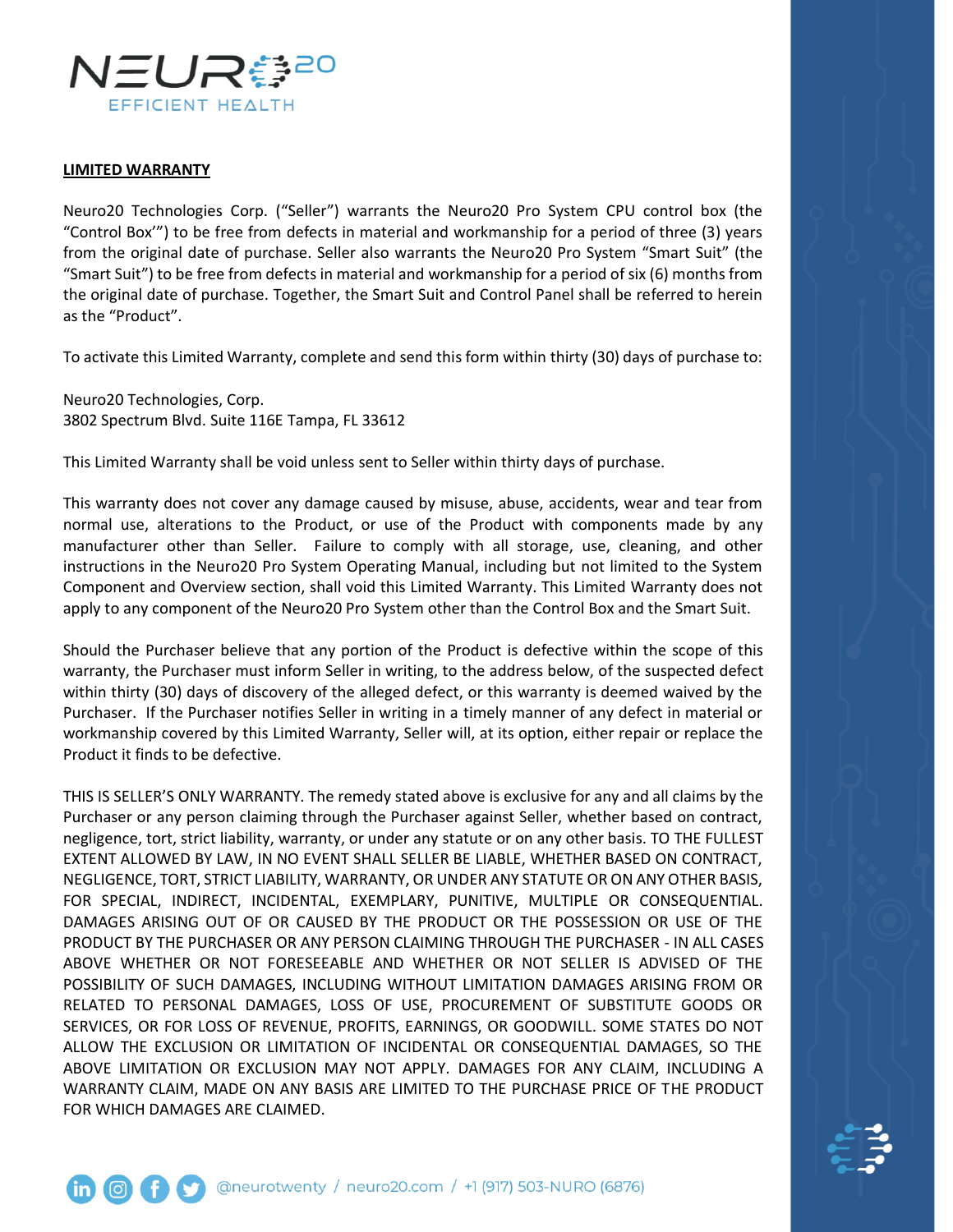NEURO20

EFFICIENT HEALTH

**LIMITED WARRANTY**

Neuro20 Technologies Corp. ("Seller") warrants the Neuro20 Pro System CPU control box (the "Control Box'") to be free from defects in material and workmanship for a period of three (3) years from the original date of purchase. Seller also warrants the Neuro20 Pro System "Smart Suit" (the "Smart Suit") to be free from defects in material and workmanship for a period of six (6) months from the original date of purchase. Together, the Smart Suit and Control Panel shall be referred to herein as the "Product".

To activate this Limited Warranty, complete and send this form within thirty (30) days of purchase to:

Neuro20 Technologies, Corp.
3802 Spectrum Blvd. Suite 116E Tampa, FL 33612

This Limited Warranty shall be void unless sent to Seller within thirty days of purchase.

This warranty does not cover any damage caused by misuse, abuse, accidents, wear and tear from normal use, alterations to the Product, or use of the Product with components made by any manufacturer other than Seller. Failure to comply with all storage, use, cleaning, and other instructions in the Neuro20 Pro System Operating Manual, including but not limited to the System Component and Overview section, shall void this Limited Warranty. This Limited Warranty does not apply to any component of the Neuro20 Pro System other than the Control Box and the Smart Suit.

Should the Purchaser believe that any portion of the Product is defective within the scope of this warranty, the Purchaser must inform Seller in writing, to the address below, of the suspected defect within thirty (30) days of discovery of the alleged defect, or this warranty is deemed waived by the Purchaser. If the Purchaser notifies Seller in writing in a timely manner of any defect in material or workmanship covered by this Limited Warranty, Seller will, at its option, either repair or replace the Product it finds to be defective.

THIS IS SELLER'S ONLY WARRANTY. The remedy stated above is exclusive for any and all claims by the Purchaser or any person claiming through the Purchaser against Seller, whether based on contract, negligence, tort, strict liability, warranty, or under any statute or on any other basis. TO THE FULLEST EXTENT ALLOWED BY LAW, IN NO EVENT SHALL SELLER BE LIABLE, WHETHER BASED ON CONTRACT, NEGLIGENCE, TORT, STRICT LIABILITY, WARRANTY, OR UNDER ANY STATUTE OR ON ANY OTHER BASIS, FOR SPECIAL, INDIRECT, INCIDENTAL, EXEMPLARY, PUNITIVE, MULTIPLE OR CONSEQUENTIAL. DAMAGES ARISING OUT OF OR CAUSED BY THE PRODUCT OR THE POSSESSION OR USE OF THE PRODUCT BY THE PURCHASER OR ANY PERSON CLAIMING THROUGH THE PURCHASER - IN ALL CASES ABOVE WHETHER OR NOT FORESEEABLE AND WHETHER OR NOT SELLER IS ADVISED OF THE POSSIBILITY OF SUCH DAMAGES, INCLUDING WITHOUT LIMITATION DAMAGES ARISING FROM OR RELATED TO PERSONAL DAMAGES, LOSS OF USE, PROCUREMENT OF SUBSTITUTE GOODS OR SERVICES, OR FOR LOSS OF REVENUE, PROFITS, EARNINGS, OR GOODWILL. SOME STATES DO NOT ALLOW THE EXCLUSION OR LIMITATION OF INCIDENTAL OR CONSEQUENTIAL DAMAGES, SO THE ABOVE LIMITATION OR EXCLUSION MAY NOT APPLY. DAMAGES FOR ANY CLAIM, INCLUDING A WARRANTY CLAIM, MADE ON ANY BASIS ARE LIMITED TO THE PURCHASE PRICE OF THE PRODUCT FOR WHICH DAMAGES ARE CLAIMED.

@neurotwenty / neuro20.com / +1 (917) 503-NURO (6876)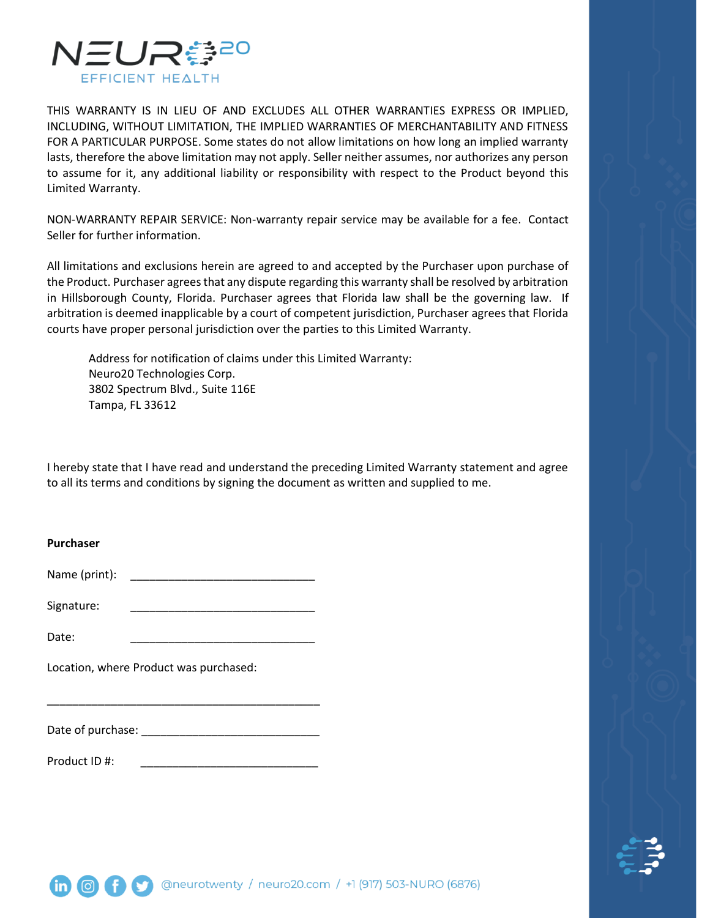THIS WARRANTY IS IN LIEU OF AND EXCLUDES ALL OTHER WARRANTIES EXPRESS OR IMPLIED, INCLUDING, WITHOUT LIMITATION, THE IMPLIED WARRANTIES OF MERCHANTABILITY AND FITNESS FOR A PARTICULAR PURPOSE. Some states do not allow limitations on how long an implied warranty lasts, therefore the above limitation may not apply. Seller neither assumes, nor authorizes any person to assume for it, any additional liability or responsibility with respect to the Product beyond this Limited Warranty.

NON-WARRANTY REPAIR SERVICE: Non-warranty repair service may be available for a fee. Contact Seller for further information.

All limitations and exclusions herein are agreed to and accepted by the Purchaser upon purchase of the Product. Purchaser agrees that any dispute regarding this warranty shall be resolved by arbitration in Hillsborough County, Florida. Purchaser agrees that Florida law shall be the governing law. If arbitration is deemed inapplicable by a court of competent jurisdiction, Purchaser agrees that Florida courts have proper personal jurisdiction over the parties to this Limited Warranty.

> Address for notification of claims under this Limited Warranty:
> Neuro20 Technologies Corp.
> 3802 Spectrum Blvd., Suite 116E
> Tampa, FL 33612

I hereby state that I have read and understand the preceding Limited Warranty statement and agree to all its terms and conditions by signing the document as written and supplied to me.

**Purchaser**

Name (print): ______________________________

Signature: ______________________________

Date: ______________________________

Location, where Product was purchased:

_____________________________________________

Date of purchase: _____________________________

Product ID #: _____________________________